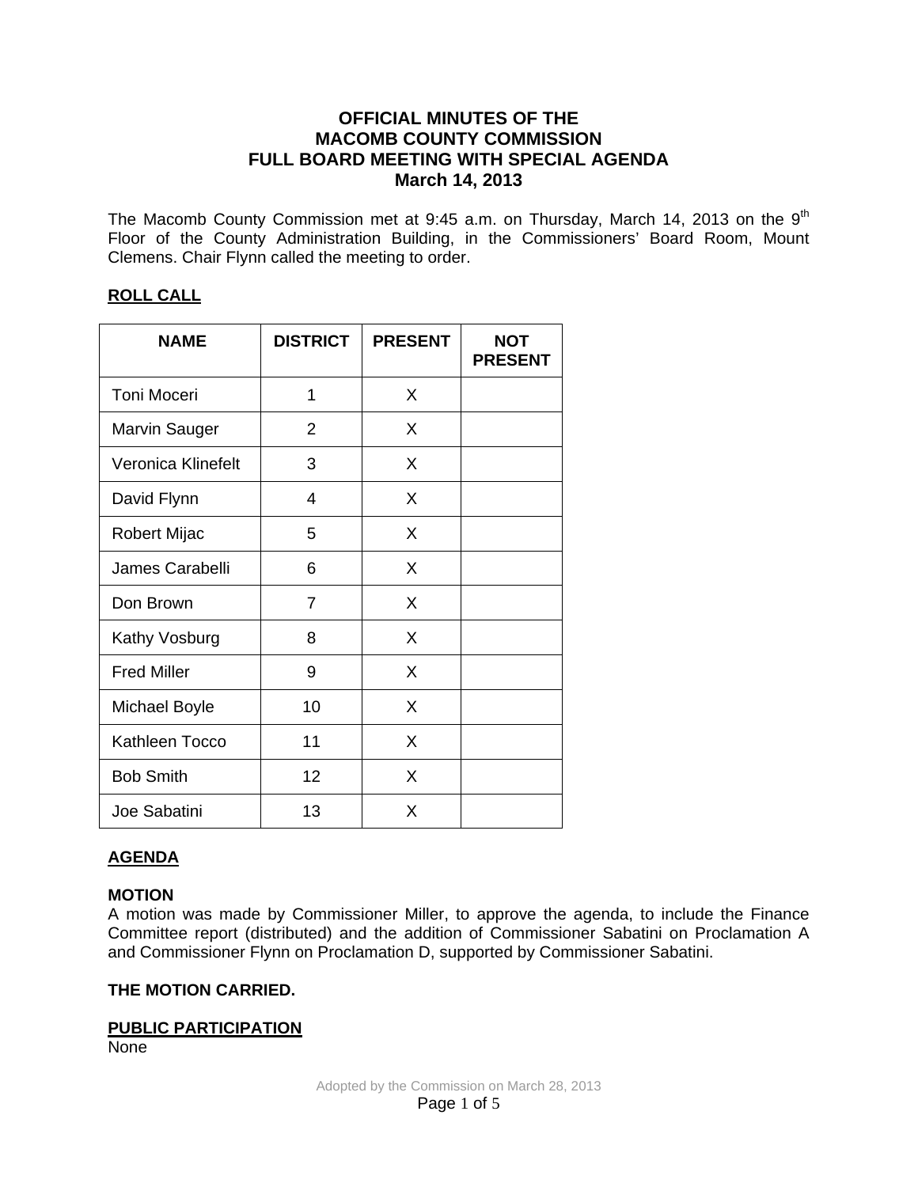# OFFICIAL MINUTES OF THE MACOMB COUNTY COMMISSION FULL BOARD MEETING WITH SPECIAL AGENDA March 14, 2013

The Macomb County Commission met at 9:45 a.m. on Thursday, March 14, 2013 on the 9th Floor of the County Administration Building, in the Commissioners' Board Room, Mount Clemens. Chair Flynn called the meeting to order.

## ROLL CALL

| NAME | DISTRICT | PRESENT | NOT PRESENT |
|---|---|---|---|
| Toni Moceri | 1 | X | |
| Marvin Sauger | 2 | X | |
| Veronica Klinefelt | 3 | X | |
| David Flynn | 4 | X | |
| Robert Mijac | 5 | X | |
| James Carabelli | 6 | X | |
| Don Brown | 7 | X | |
| Kathy Vosburg | 8 | X | |
| Fred Miller | 9 | X | |
| Michael Boyle | 10 | X | |
| Kathleen Tocco | 11 | X | |
| Bob Smith | 12 | X | |
| Joe Sabatini | 13 | X | |

## AGENDA

**MOTION**

A motion was made by Commissioner Miller, to approve the agenda, to include the Finance Committee report (distributed) and the addition of Commissioner Sabatini on Proclamation A and Commissioner Flynn on Proclamation D, supported by Commissioner Sabatini.

**THE MOTION CARRIED.**

## PUBLIC PARTICIPATION

None

Adopted by the Commission on March 28, 2013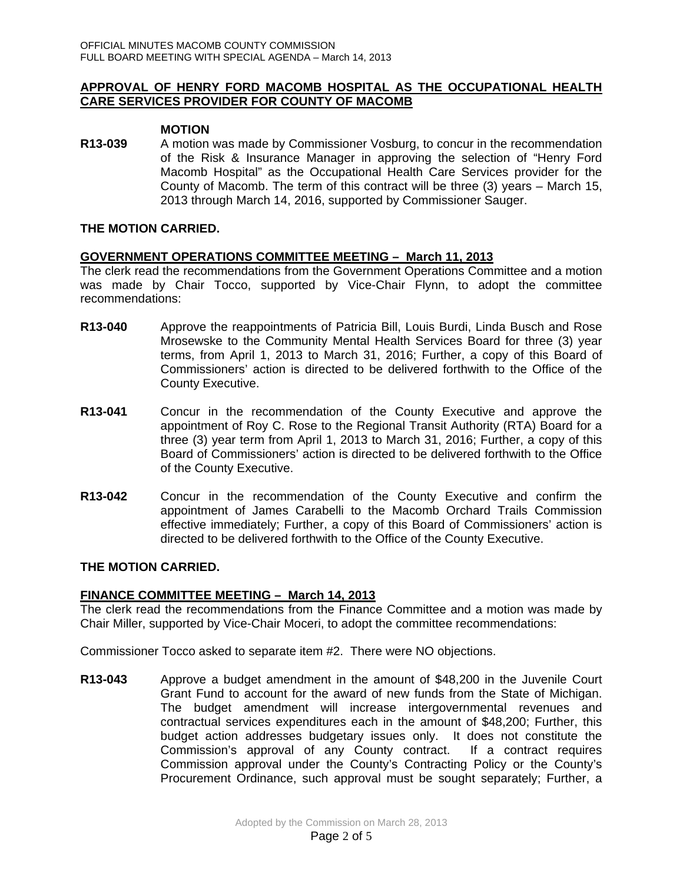**APPROVAL OF HENRY FORD MACOMB HOSPITAL AS THE OCCUPATIONAL HEALTH CARE SERVICES PROVIDER FOR COUNTY OF MACOMB**

**MOTION**

**R13-039** A motion was made by Commissioner Vosburg, to concur in the recommendation of the Risk & Insurance Manager in approving the selection of "Henry Ford Macomb Hospital" as the Occupational Health Care Services provider for the County of Macomb. The term of this contract will be three (3) years – March 15, 2013 through March 14, 2016, supported by Commissioner Sauger.

**THE MOTION CARRIED.**

**GOVERNMENT OPERATIONS COMMITTEE MEETING – March 11, 2013**

The clerk read the recommendations from the Government Operations Committee and a motion was made by Chair Tocco, supported by Vice-Chair Flynn, to adopt the committee recommendations:

**R13-040** Approve the reappointments of Patricia Bill, Louis Burdi, Linda Busch and Rose Mrosewske to the Community Mental Health Services Board for three (3) year terms, from April 1, 2013 to March 31, 2016; Further, a copy of this Board of Commissioners' action is directed to be delivered forthwith to the Office of the County Executive.

**R13-041** Concur in the recommendation of the County Executive and approve the appointment of Roy C. Rose to the Regional Transit Authority (RTA) Board for a three (3) year term from April 1, 2013 to March 31, 2016; Further, a copy of this Board of Commissioners' action is directed to be delivered forthwith to the Office of the County Executive.

**R13-042** Concur in the recommendation of the County Executive and confirm the appointment of James Carabelli to the Macomb Orchard Trails Commission effective immediately; Further, a copy of this Board of Commissioners' action is directed to be delivered forthwith to the Office of the County Executive.

**THE MOTION CARRIED.**

**FINANCE COMMITTEE MEETING – March 14, 2013**

The clerk read the recommendations from the Finance Committee and a motion was made by Chair Miller, supported by Vice-Chair Moceri, to adopt the committee recommendations:

Commissioner Tocco asked to separate item #2. There were NO objections.

**R13-043** Approve a budget amendment in the amount of $48,200 in the Juvenile Court Grant Fund to account for the award of new funds from the State of Michigan. The budget amendment will increase intergovernmental revenues and contractual services expenditures each in the amount of $48,200; Further, this budget action addresses budgetary issues only. It does not constitute the Commission's approval of any County contract. If a contract requires Commission approval under the County's Contracting Policy or the County's Procurement Ordinance, such approval must be sought separately; Further, a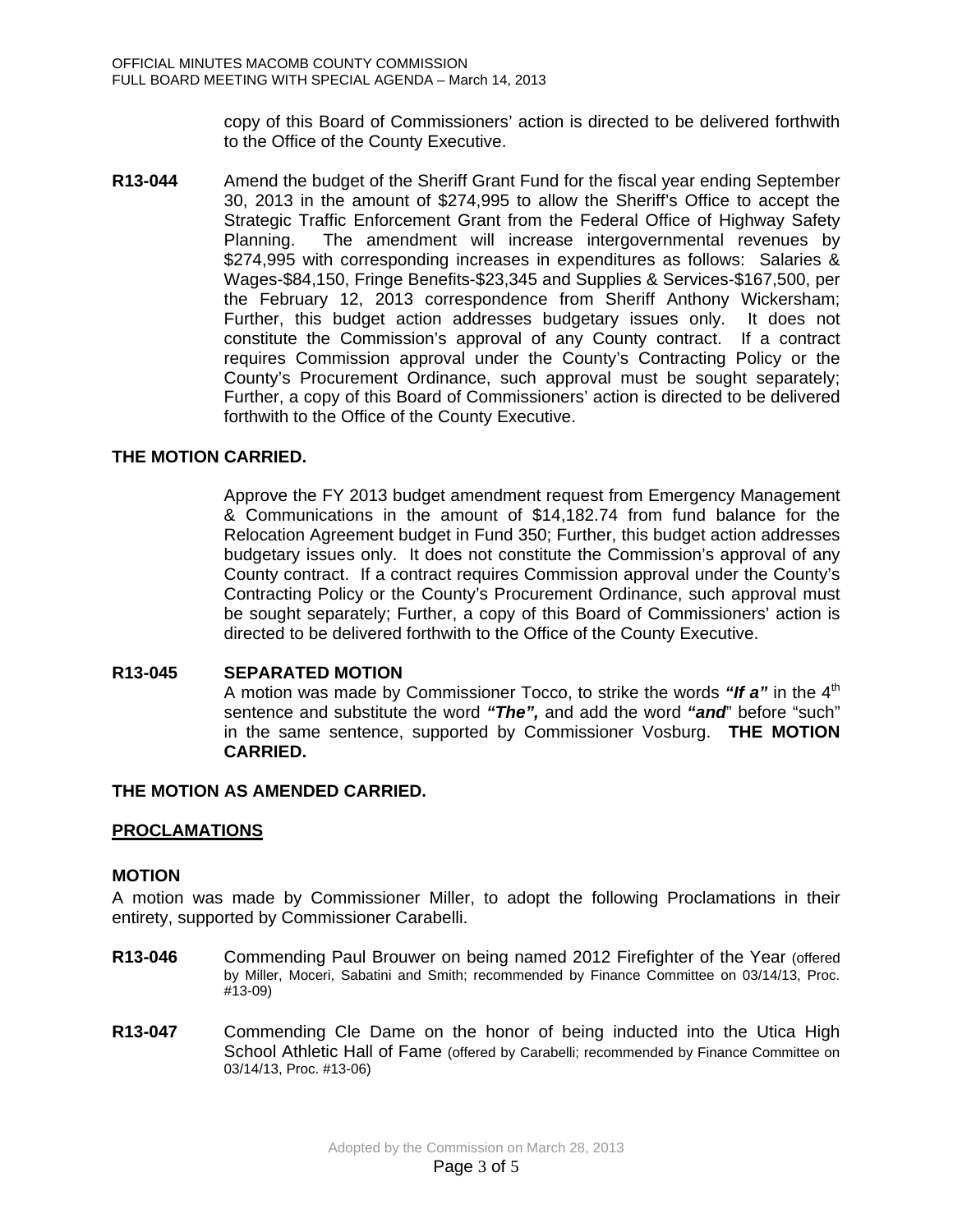copy of this Board of Commissioners' action is directed to be delivered forthwith to the Office of the County Executive.

**R13-044** Amend the budget of the Sheriff Grant Fund for the fiscal year ending September 30, 2013 in the amount of $274,995 to allow the Sheriff's Office to accept the Strategic Traffic Enforcement Grant from the Federal Office of Highway Safety Planning. The amendment will increase intergovernmental revenues by $274,995 with corresponding increases in expenditures as follows: Salaries & Wages-$84,150, Fringe Benefits-$23,345 and Supplies & Services-$167,500, per the February 12, 2013 correspondence from Sheriff Anthony Wickersham; Further, this budget action addresses budgetary issues only. It does not constitute the Commission's approval of any County contract. If a contract requires Commission approval under the County's Contracting Policy or the County's Procurement Ordinance, such approval must be sought separately; Further, a copy of this Board of Commissioners' action is directed to be delivered forthwith to the Office of the County Executive.

**THE MOTION CARRIED.**

Approve the FY 2013 budget amendment request from Emergency Management & Communications in the amount of $14,182.74 from fund balance for the Relocation Agreement budget in Fund 350; Further, this budget action addresses budgetary issues only. It does not constitute the Commission's approval of any County contract. If a contract requires Commission approval under the County's Contracting Policy or the County's Procurement Ordinance, such approval must be sought separately; Further, a copy of this Board of Commissioners' action is directed to be delivered forthwith to the Office of the County Executive.

**R13-045 SEPARATED MOTION**

A motion was made by Commissioner Tocco, to strike the words ***"If a"*** in the 4th sentence and substitute the word ***"The",*** and add the word ***"and"*** before "such" in the same sentence, supported by Commissioner Vosburg. **THE MOTION CARRIED.**

**THE MOTION AS AMENDED CARRIED.**

## PROCLAMATIONS

**MOTION**

A motion was made by Commissioner Miller, to adopt the following Proclamations in their entirety, supported by Commissioner Carabelli.

**R13-046** Commending Paul Brouwer on being named 2012 Firefighter of the Year (offered by Miller, Moceri, Sabatini and Smith; recommended by Finance Committee on 03/14/13, Proc. #13-09)

**R13-047** Commending Cle Dame on the honor of being inducted into the Utica High School Athletic Hall of Fame (offered by Carabelli; recommended by Finance Committee on 03/14/13, Proc. #13-06)

Adopted by the Commission on March 28, 2013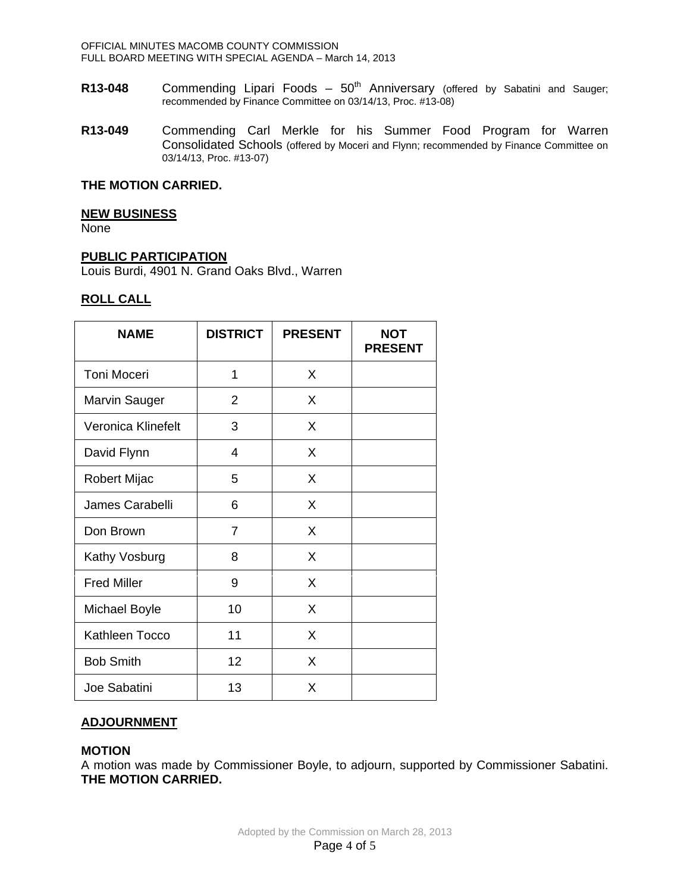**R13-048** Commending Lipari Foods – 50th Anniversary (offered by Sabatini and Sauger; recommended by Finance Committee on 03/14/13, Proc. #13-08)

**R13-049** Commending Carl Merkle for his Summer Food Program for Warren Consolidated Schools (offered by Moceri and Flynn; recommended by Finance Committee on 03/14/13, Proc. #13-07)

**THE MOTION CARRIED.**

**NEW BUSINESS**

None

**PUBLIC PARTICIPATION**

Louis Burdi, 4901 N. Grand Oaks Blvd., Warren

**ROLL CALL**

| NAME | DISTRICT | PRESENT | NOT PRESENT |
|---|---|---|---|
| Toni Moceri | 1 | X | |
| Marvin Sauger | 2 | X | |
| Veronica Klinefelt | 3 | X | |
| David Flynn | 4 | X | |
| Robert Mijac | 5 | X | |
| James Carabelli | 6 | X | |
| Don Brown | 7 | X | |
| Kathy Vosburg | 8 | X | |
| Fred Miller | 9 | X | |
| Michael Boyle | 10 | X | |
| Kathleen Tocco | 11 | X | |
| Bob Smith | 12 | X | |
| Joe Sabatini | 13 | X | |

**ADJOURNMENT**

**MOTION**

A motion was made by Commissioner Boyle, to adjourn, supported by Commissioner Sabatini. **THE MOTION CARRIED.**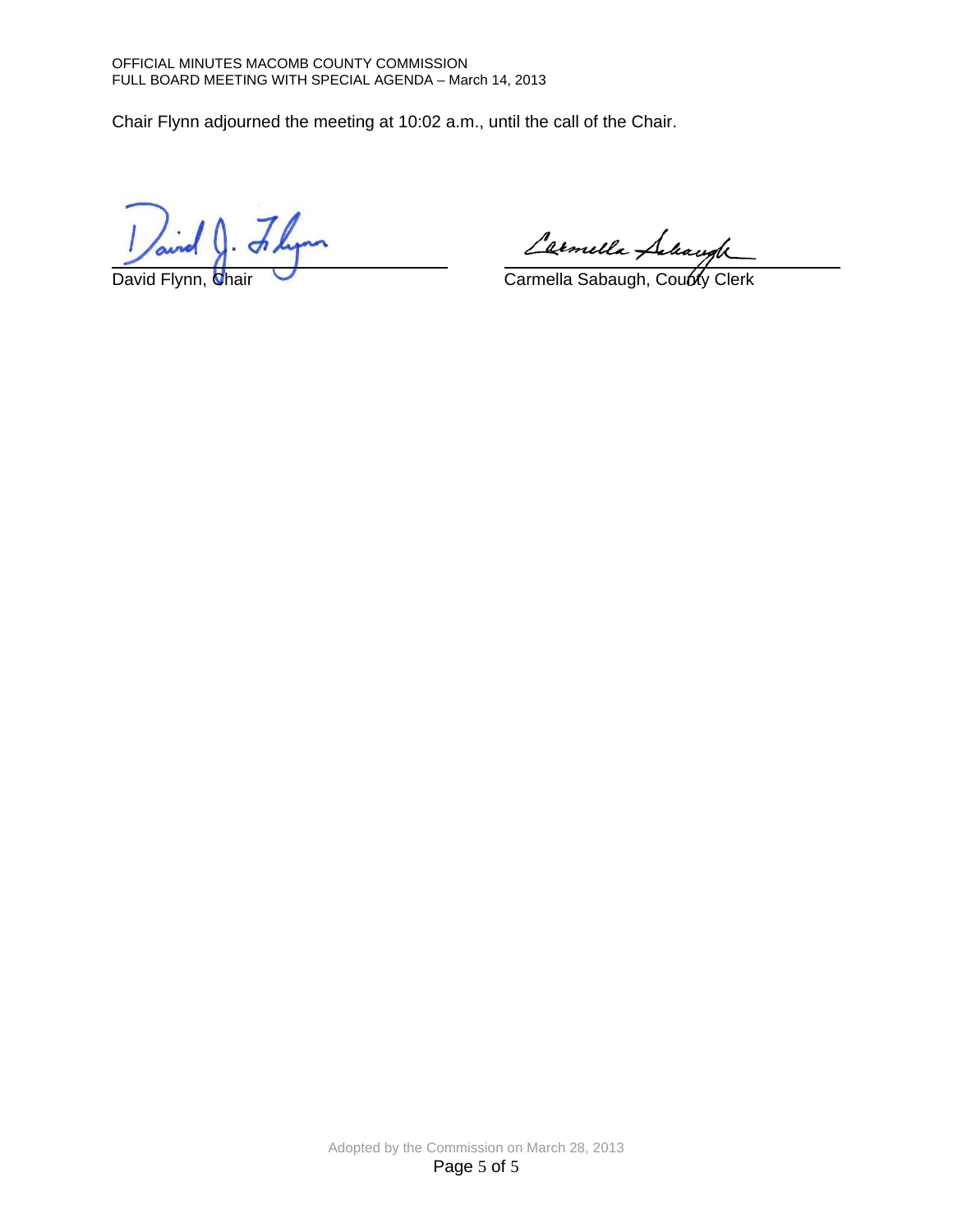Chair Flynn adjourned the meeting at 10:02 a.m., until the call of the Chair.

David Flynn, Chair

Carmella Sabaugh, County Clerk

Adopted by the Commission on March 28, 2013